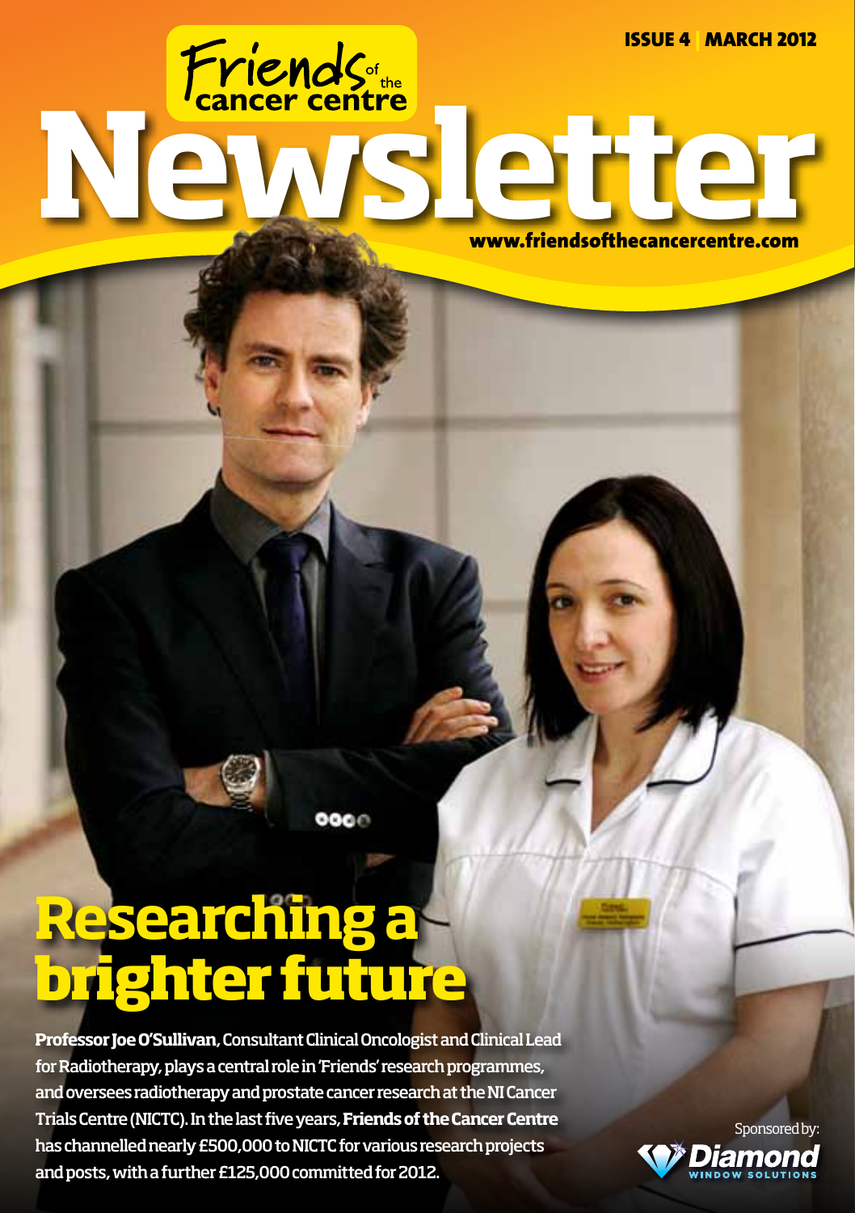ISSUE 4 | MARCH 2012

Friends of the cancer centre

# Newsletter

www.friendsofthecancercentre.com

## Researching a brighter future

**Professor Joe O'Sullivan**, Consultant Clinical Oncologist and Clinical Lead for Radiotherapy, plays a central role in 'Friends' research programmes, and oversees radiotherapy and prostate cancer research at the NI Cancer Trials Centre (NICTC). In the last five years, **Friends of the Cancer Centre** has channelled nearly £500,000 to NICTC for various research projects and posts, with a further £125,000 committed for 2012.

Sponsored by: Diamond Window Solutions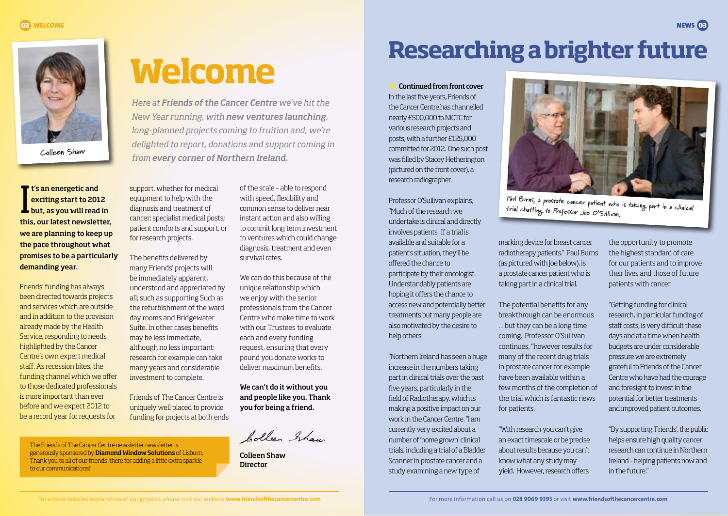# Welcome

Colleen Shaw

*Here at **Friends of the Cancer Centre** we've hit the New Year running, with **new ventures launching**, long-planned projects coming to fruition and, we're delighted to report, donations and support coming in from **every corner of Northern Ireland.***

**It's an energetic and exciting start to 2012 but, as you will read in this, our latest newsletter, we are planning to keep up the pace throughout what promises to be a particularly demanding year.**

Friends' funding has always been directed towards projects and services which are outside and in addition to the provision already made by the Health Service, responding to needs highlighted by the Cancer Centre's own expert medical staff. As recession bites, the funding channel which we offer to those dedicated professionals is more important than ever before and we expect 2012 to be a record year for requests for support, whether for medical equipment to help with the diagnosis and treatment of cancer; specialist medical posts; patient comforts and support, or for research projects.

The benefits delivered by many Friends' projects will be immediately apparent, understood and appreciated by all; such as supporting Such as the refurbishment of the ward day rooms and Bridgewater Suite. In other cases benefits may be less immediate, although no less important: research for example can take many years and considerable investment to complete.

Friends of The Cancer Centre is uniquely well placed to provide funding for projects at both ends of the scale – able to respond with speed, flexibility and common sense to deliver near instant action and also willing to commit long term investment to ventures which could change diagnosis, treatment and even survival rates.

We can do this because of the unique relationship which we enjoy with the senior professionals from the Cancer Centre who make time to work with our Trustees to evaluate each and every funding request, ensuring that every pound you donate works to deliver maximum benefits.

**We can't do it without you and people like you. Thank you for being a friend.**

Colleen Shaw

**Colleen Shaw**
**Director**

The Friends of The Cancer Centre newsletter newsletter is generously sponsored by **Diamond Window Solutions** of Lisburn. Thank you to all of our friends there for adding a little extra sparkle to our communications!

For a more detailed explanation of our projects, please visit our website **www.friendsofthecancercentre.com**

# Researching a brighter future

**Continued from front cover**

In the last five years, Friends of the Cancer Centre has channelled nearly £500,000 to NICTC for various research projects and posts, with a further £125,000 committed for 2012. One such post was filled by Stacey Hetherington (pictured on the front cover), a research radiographer.

Professor O'Sullivan explains, "Much of the research we undertake is clinical and directly involves patients. If a trial is available and suitable for a patient's situation, they'll be offered the chance to participate by their oncologist. Understandably patients are hoping it offers the chance to access new and potentially better treatments but many people are also motivated by the desire to help others.

"Northern Ireland has seen a huge increase in the numbers taking part in clinical trials over the past five years, particularly in the field of Radiotherapy, which is making a positive impact on our work in the Cancer Centre. "I am currently very excited about a number of 'home grown' clinical trials, including a trial of a Bladder Scanner in prostate cancer and a study examining a new type of marking device for breast cancer radiotherapy patients." Paul Burns (as pictured with Joe below), is a prostate cancer patient who is taking part in a clinical trial.

Paul Burns, a prostate cancer patient who is taking part in a clinical trial chatting to Professor Joe O'Sullivan.

The potential benefits for any breakthrough can be enormous … but they can be a long time coming. Professor O'Sullivan continues, "however results for many of the recent drug trials in prostate cancer for example have been available within a few months of the completion of the trial which is fantastic news for patients.

"With research you can't give an exact timescale or be precise about results because you can't know what any study may yield. However, research offers the opportunity to promote the highest standard of care for our patients and to improve their lives and those of future patients with cancer.

"Getting funding for clinical research, in particular funding of staff costs, is very difficult these days and at a time when health budgets are under considerable pressure we are extremely grateful to Friends of the Cancer Centre who have had the courage and foresight to invest in the potential for better treatments and improved patient outcomes.

"By supporting 'Friends', the public helps ensure high quality cancer research can continue in Northern Ireland - helping patients now and in the future."

For more information call us on **028 9069 9393** or visit **www.friendsofthecancercentre.com**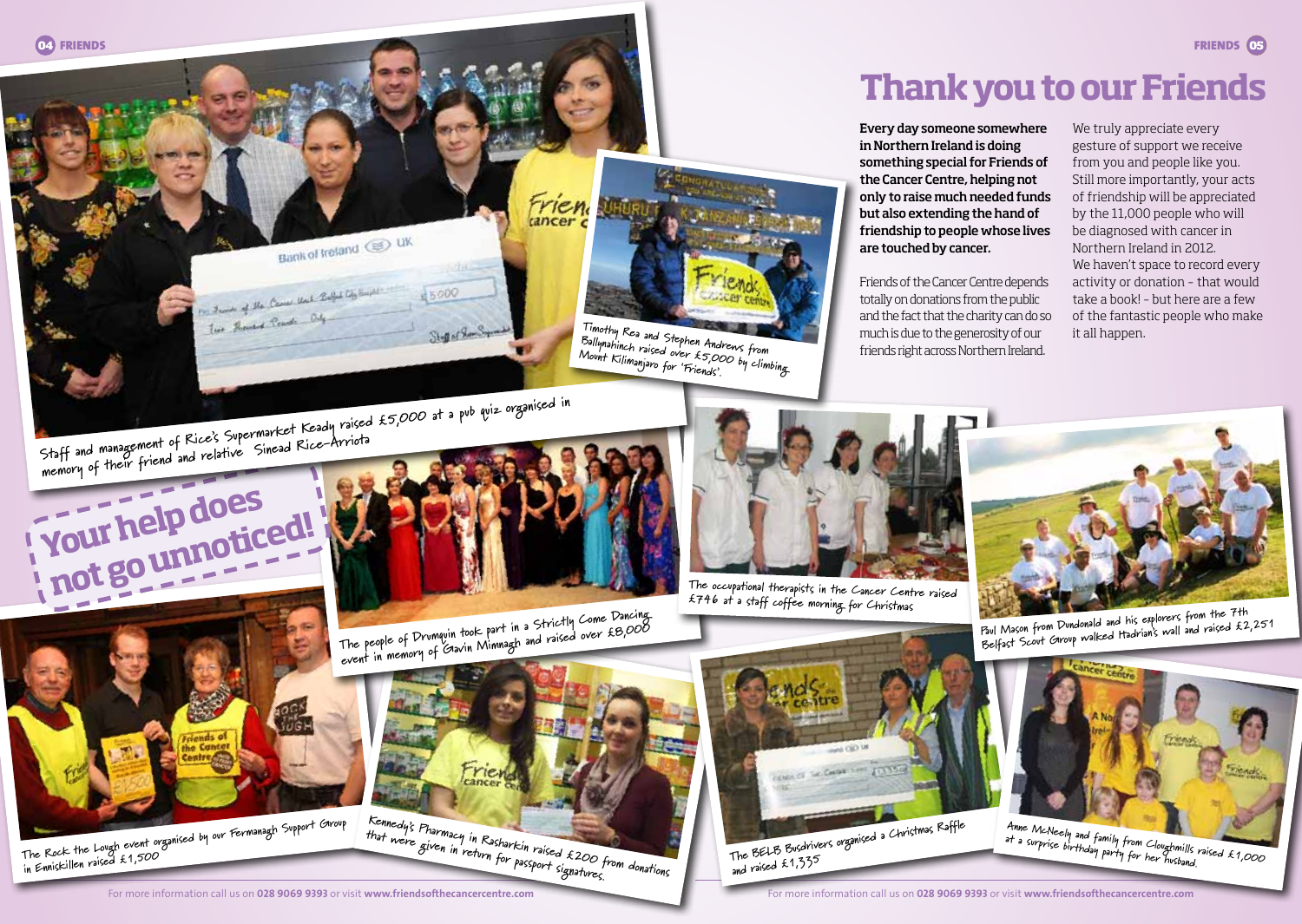# Thank you to our Friends

**Every day someone somewhere in Northern Ireland is doing something special for Friends of the Cancer Centre, helping not only to raise much needed funds but also extending the hand of friendship to people whose lives are touched by cancer.**

Friends of the Cancer Centre depends totally on donations from the public and the fact that the charity can do so much is due to the generosity of our friends right across Northern Ireland.

We truly appreciate every gesture of support we receive from you and people like you. Still more importantly, your acts of friendship will be appreciated by the 11,000 people who will be diagnosed with cancer in Northern Ireland in 2012. We haven't space to record every activity or donation – that would take a book! – but here are a few of the fantastic people who make it all happen.

## Your help does not go unnoticed!

Staff and management of Rice's Supermarket Keady raised £5,000 at a pub quiz organised in memory of their friend and relative Sinead Rice-Arriota

Timothy Rea and Stephen Andrews from Ballynahinch raised over £5,000 by climbing Mount Kilimanjaro for 'Friends'.

The people of Drumquin took part in a Strictly Come Dancing event in memory of Gavin Mimnagh and raised over £8,000

The occupational therapists in the Cancer Centre raised £746 at a staff coffee morning for Christmas

Paul Mason from Dundonald and his explorers from the 7th Belfast Scout Group walked Hadrian's wall and raised £2,251

The Rock the Lough event organised by our Fermanagh Support Group in Enniskillen raised £1,500

Kennedy's Pharmacy in Rasharkin raised £200 from donations that were given in return for passport signatures.

The BELB Busdrivers organised a Christmas Raffle and raised £1,335

Anne McNeely and family from Cloughmills raised £1,000 at a surprise birthday party for her husband.

For more information call us on **028 9069 9393** or visit **www.friendsofthecancercentre.com**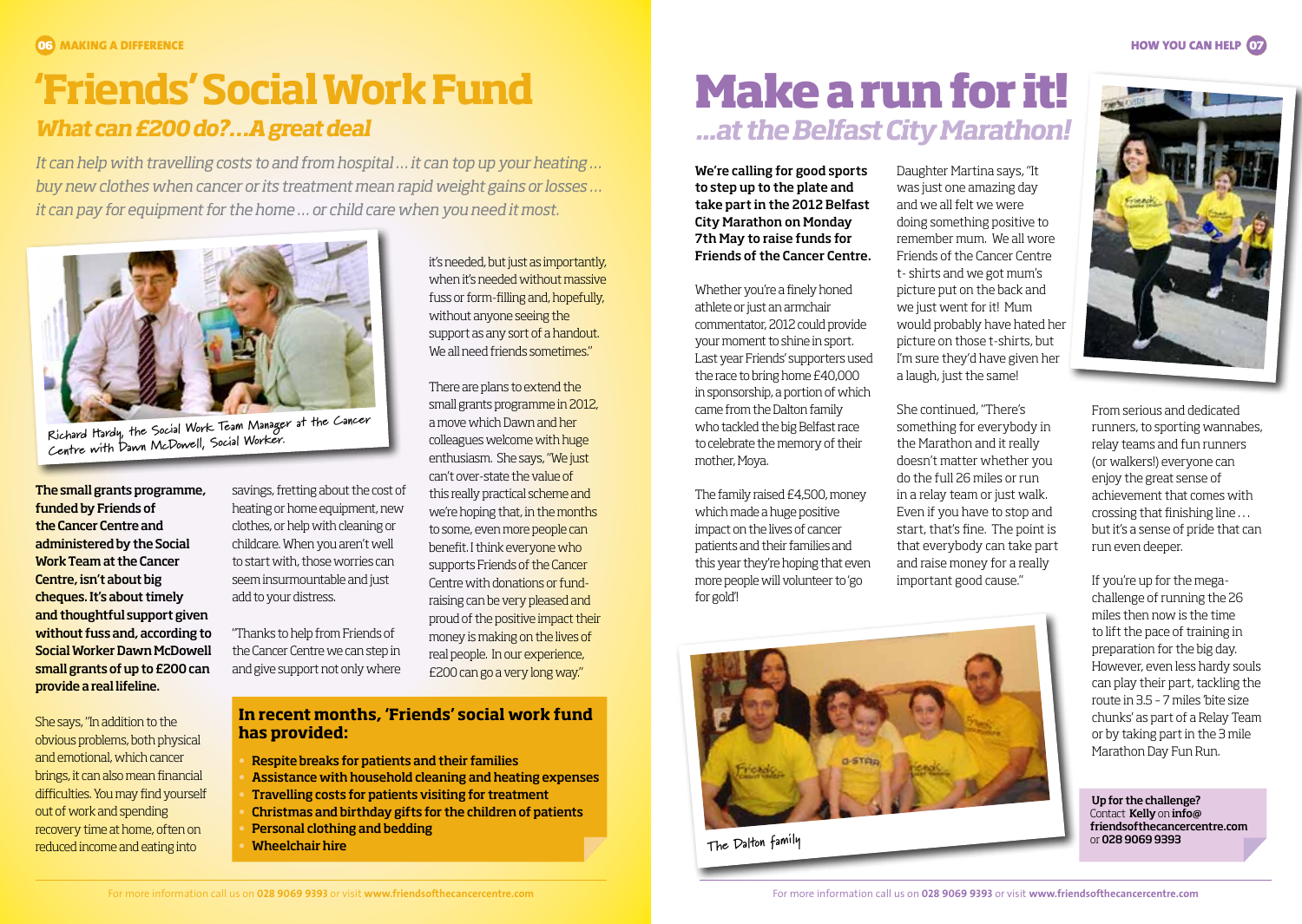# 'Friends' Social Work Fund

## *What can £200 do?...A great deal*

*It can help with travelling costs to and from hospital ... it can top up your heating ... buy new clothes when cancer or its treatment mean rapid weight gains or losses ... it can pay for equipment for the home ... or child care when you need it most.*

Richard Hardy, the Social Work Team Manager at the Cancer Centre with Dawn McDowell, Social Worker.

**The small grants programme, funded by Friends of the Cancer Centre and administered by the Social Work Team at the Cancer Centre, isn't about big cheques. It's about timely and thoughtful support given without fuss and, according to Social Worker Dawn McDowell small grants of up to £200 can provide a real lifeline.**

She says, "In addition to the obvious problems, both physical and emotional, which cancer brings, it can also mean financial difficulties. You may find yourself out of work and spending recovery time at home, often on reduced income and eating into savings, fretting about the cost of heating or home equipment, new clothes, or help with cleaning or childcare. When you aren't well to start with, those worries can seem insurmountable and just add to your distress.

"Thanks to help from Friends of the Cancer Centre we can step in and give support not only where it's needed, but just as importantly, when it's needed without massive fuss or form-filling and, hopefully, without anyone seeing the support as any sort of a handout. We all need friends sometimes."

There are plans to extend the small grants programme in 2012, a move which Dawn and her colleagues welcome with huge enthusiasm. She says, "We just can't over-state the value of this really practical scheme and we're hoping that, in the months to some, even more people can benefit. I think everyone who supports Friends of the Cancer Centre with donations or fund-raising can be very pleased and proud of the positive impact their money is making on the lives of real people. In our experience, £200 can go a very long way."

### In recent months, 'Friends' social work fund has provided:

- **Respite breaks for patients and their families**
- **Assistance with household cleaning and heating expenses**
- **Travelling costs for patients visiting for treatment**
- **Christmas and birthday gifts for the children of patients**
- **Personal clothing and bedding**
- **Wheelchair hire**

# Make a run for it!

## *...at the Belfast City Marathon!*

**We're calling for good sports to step up to the plate and take part in the 2012 Belfast City Marathon on Monday 7th May to raise funds for Friends of the Cancer Centre.**

Whether you're a finely honed athlete or just an armchair commentator, 2012 could provide your moment to shine in sport. Last year Friends' supporters used the race to bring home £40,000 in sponsorship, a portion of which came from the Dalton family who tackled the big Belfast race to celebrate the memory of their mother, Moya.

The family raised £4,500, money which made a huge positive impact on the lives of cancer patients and their families and this year they're hoping that even more people will volunteer to 'go for gold'!

Daughter Martina says, "It was just one amazing day and we all felt we were doing something positive to remember mum. We all wore Friends of the Cancer Centre t- shirts and we got mum's picture put on the back and we just went for it! Mum would probably have hated her picture on those t-shirts, but I'm sure they'd have given her a laugh, just the same!

She continued, "There's something for everybody in the Marathon and it really doesn't matter whether you do the full 26 miles or run in a relay team or just walk. Even if you have to stop and start, that's fine. The point is that everybody can take part and raise money for a really important good cause."

The Dalton family

From serious and dedicated runners, to sporting wannabes, relay teams and fun runners (or walkers!) everyone can enjoy the great sense of achievement that comes with crossing that finishing line . . . but it's a sense of pride that can run even deeper.

If you're up for the mega-challenge of running the 26 miles then now is the time to lift the pace of training in preparation for the big day. However, even less hardy souls can play their part, tackling the route in 3.5 – 7 miles 'bite size chunks' as part of a Relay Team or by taking part in the 3 mile Marathon Day Fun Run.

**Up for the challenge?**
Contact **Kelly** on **info@friendsofthecancercentre.com** or **028 9069 9393**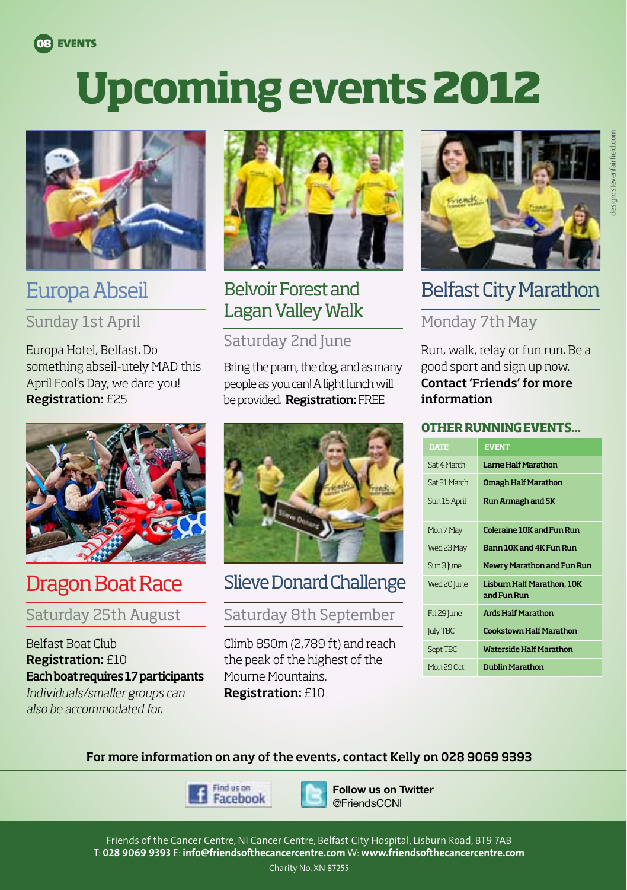# Upcoming events 2012

## Europa Abseil

Sunday 1st April

Europa Hotel, Belfast. Do something abseil-utely MAD this April Fool's Day, we dare you! **Registration:** £25

## Belvoir Forest and Lagan Valley Walk

Saturday 2nd June

Bring the pram, the dog, and as many people as you can! A light lunch will be provided. **Registration:** FREE

## Belfast City Marathon

Monday 7th May

Run, walk, relay or fun run. Be a good sport and sign up now. **Contact 'Friends' for more information**

### OTHER RUNNING EVENTS...

| DATE | EVENT |
|---|---|
| Sat 4 March | **Larne Half Marathon** |
| Sat 31 March | **Omagh Half Marathon** |
| Sun 15 April | **Run Armagh and 5K** |
| Mon 7 May | **Coleraine 10K and Fun Run** |
| Wed 23 May | **Bann 10K and 4K Fun Run** |
| Sun 3 June | **Newry Marathon and Fun Run** |
| Wed 20 June | **Lisburn Half Marathon, 10K and Fun Run** |
| Fri 29 June | **Ards Half Marathon** |
| July TBC | **Cookstown Half Marathon** |
| Sept TBC | **Waterside Half Marathon** |
| Mon 29 Oct | **Dublin Marathon** |

## Dragon Boat Race

Saturday 25th August

Belfast Boat Club
**Registration:** £10
**Each boat requires 17 participants**
*Individuals/smaller groups can also be accommodated for.*

## Slieve Donard Challenge

Saturday 8th September

Climb 850m (2,789 ft) and reach the peak of the highest of the Mourne Mountains.
**Registration:** £10

**For more information on any of the events, contact Kelly on 028 9069 9393**

Find us on Facebook

**Follow us on Twitter**
@FriendsCCNI

Friends of the Cancer Centre, NI Cancer Centre, Belfast City Hospital, Lisburn Road, BT9 7AB
T: **028 9069 9393** E: **info@friendsofthecancercentre.com** W: **www.friendsofthecancercentre.com**

Charity No. XN 87255

design: stevenfairfield.com